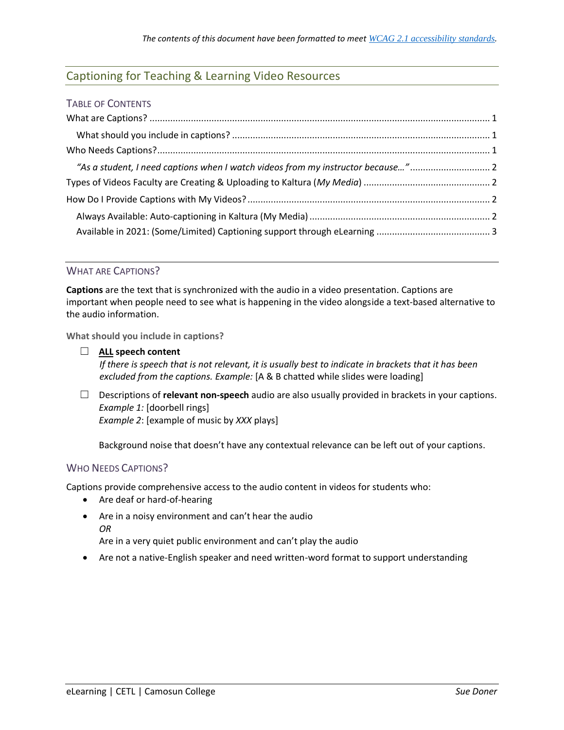*The contents of this document have been formatted to meet [WCAG 2.1 accessibility standards](#).*

# Captioning for Teaching & Learning Video Resources

## Table of Contents

- What are Captions? ........ 1
  - What should you include in captions? ........ 1
- Who Needs Captions? ........ 1
  - *"As a student, I need captions when I watch videos from my instructor because…"* ........ 2
- Types of Videos Faculty are Creating & Uploading to Kaltura (*My Media*) ........ 2
- How Do I Provide Captions with My Videos? ........ 2
  - Always Available: Auto-captioning in Kaltura (My Media) ........ 2
  - Available in 2021: (Some/Limited) Captioning support through eLearning ........ 3

## What are Captions?

**Captions** are the text that is synchronized with the audio in a video presentation. Captions are important when people need to see what is happening in the video alongside a text-based alternative to the audio information.

### What should you include in captions?

- ☐ **ALL speech content**
  *If there is speech that is not relevant, it is usually best to indicate in brackets that it has been excluded from the captions. Example:* [A & B chatted while slides were loading]
- ☐ Descriptions of **relevant non-speech** audio are also usually provided in brackets in your captions.
  *Example 1:* [doorbell rings]
  *Example 2*: [example of music by *XXX* plays]

  Background noise that doesn't have any contextual relevance can be left out of your captions.

## Who Needs Captions?

Captions provide comprehensive access to the audio content in videos for students who:

- Are deaf or hard-of-hearing
- Are in a noisy environment and can't hear the audio
  *OR*
  Are in a very quiet public environment and can't play the audio
- Are not a native-English speaker and need written-word format to support understanding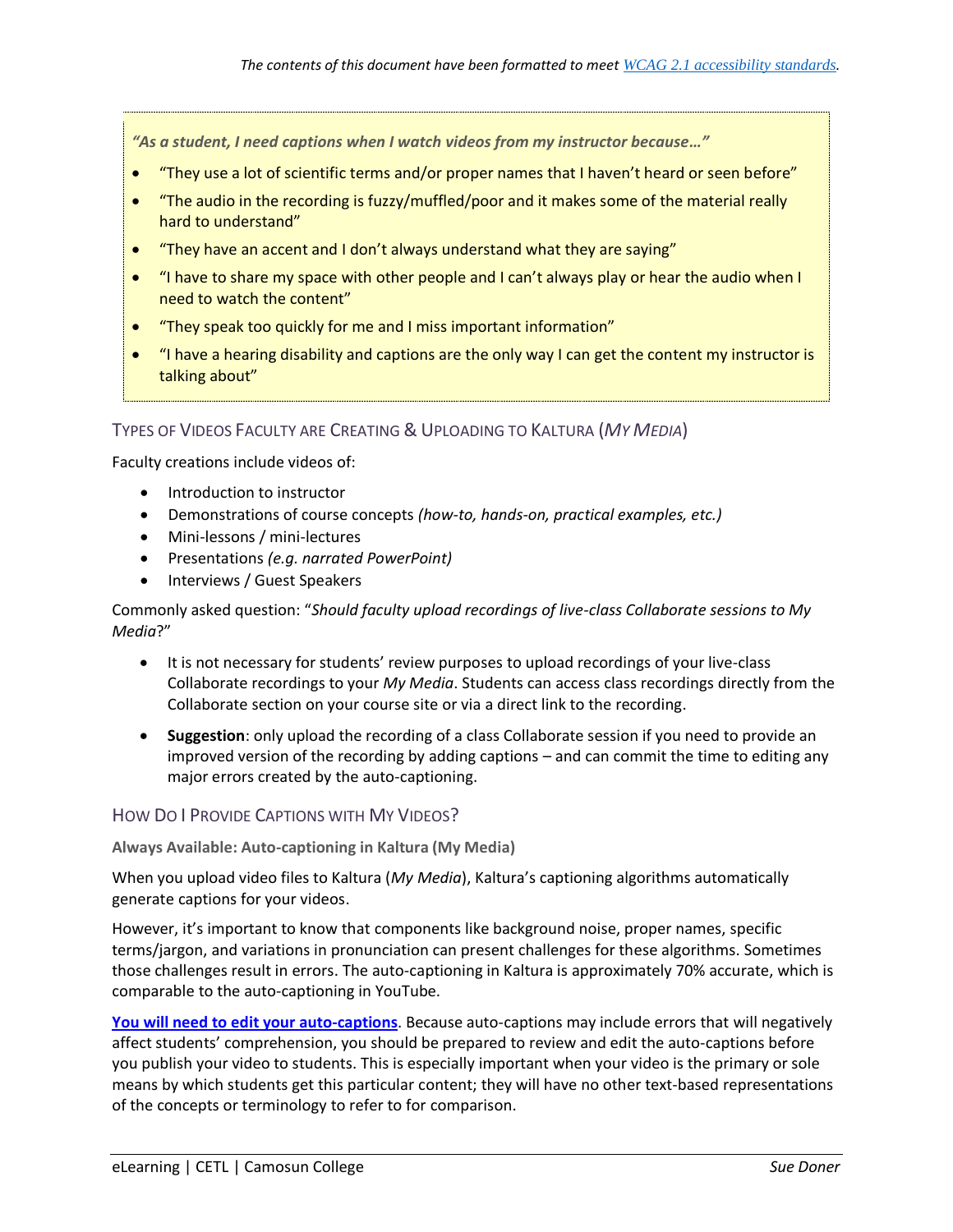*The contents of this document have been formatted to meet [WCAG 2.1 accessibility standards](#).*

***"As a student, I need captions when I watch videos from my instructor because…"***

- "They use a lot of scientific terms and/or proper names that I haven't heard or seen before"
- "The audio in the recording is fuzzy/muffled/poor and it makes some of the material really hard to understand"
- "They have an accent and I don't always understand what they are saying"
- "I have to share my space with other people and I can't always play or hear the audio when I need to watch the content"
- "They speak too quickly for me and I miss important information"
- "I have a hearing disability and captions are the only way I can get the content my instructor is talking about"

## Types of Videos Faculty are Creating & Uploading to Kaltura (*My Media*)

Faculty creations include videos of:

- Introduction to instructor
- Demonstrations of course concepts *(how-to, hands-on, practical examples, etc.)*
- Mini-lessons / mini-lectures
- Presentations *(e.g. narrated PowerPoint)*
- Interviews / Guest Speakers

Commonly asked question: "*Should faculty upload recordings of live-class Collaborate sessions to My Media*?"

- It is not necessary for students' review purposes to upload recordings of your live-class Collaborate recordings to your *My Media*. Students can access class recordings directly from the Collaborate section on your course site or via a direct link to the recording.
- **Suggestion**: only upload the recording of a class Collaborate session if you need to provide an improved version of the recording by adding captions – and can commit the time to editing any major errors created by the auto-captioning.

## How Do I Provide Captions with My Videos?

### Always Available: Auto-captioning in Kaltura (My Media)

When you upload video files to Kaltura (*My Media*), Kaltura's captioning algorithms automatically generate captions for your videos.

However, it's important to know that components like background noise, proper names, specific terms/jargon, and variations in pronunciation can present challenges for these algorithms. Sometimes those challenges result in errors. The auto-captioning in Kaltura is approximately 70% accurate, which is comparable to the auto-captioning in YouTube.

[**You will need to edit your auto-captions**](#). Because auto-captions may include errors that will negatively affect students' comprehension, you should be prepared to review and edit the auto-captions before you publish your video to students. This is especially important when your video is the primary or sole means by which students get this particular content; they will have no other text-based representations of the concepts or terminology to refer to for comparison.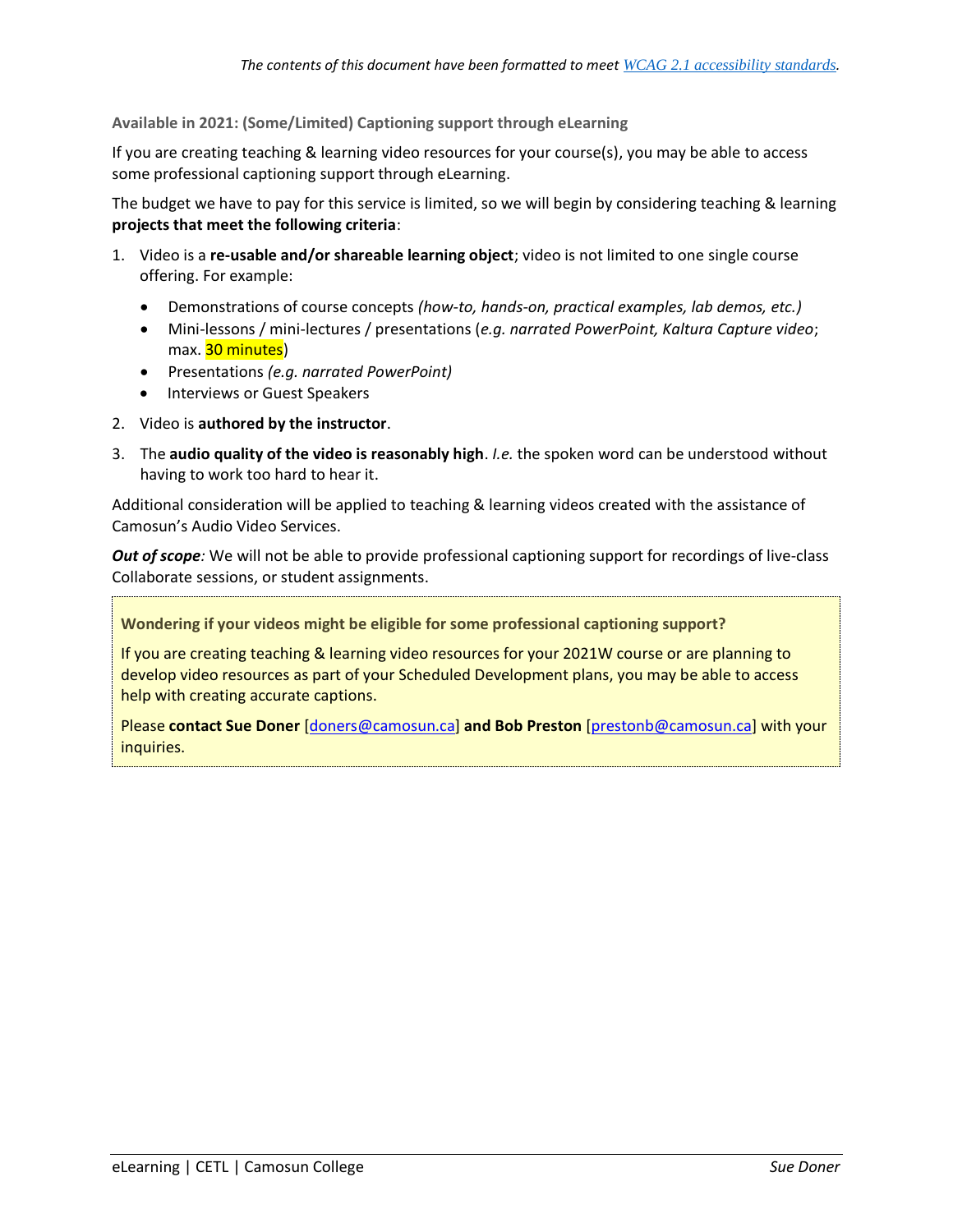*The contents of this document have been formatted to meet [WCAG 2.1 accessibility standards](https://www.w3.org/TR/WCAG21/).*

### Available in 2021: (Some/Limited) Captioning support through eLearning

If you are creating teaching & learning video resources for your course(s), you may be able to access some professional captioning support through eLearning.

The budget we have to pay for this service is limited, so we will begin by considering teaching & learning **projects that meet the following criteria**:

1. Video is a **re-usable and/or shareable learning object**; video is not limited to one single course offering. For example:
   - Demonstrations of course concepts *(how-to, hands-on, practical examples, lab demos, etc.)*
   - Mini-lessons / mini-lectures / presentations (*e.g. narrated PowerPoint, Kaltura Capture video*; max. 30 minutes)
   - Presentations *(e.g. narrated PowerPoint)*
   - Interviews or Guest Speakers
2. Video is **authored by the instructor**.
3. The **audio quality of the video is reasonably high**. *I.e.* the spoken word can be understood without having to work too hard to hear it.

Additional consideration will be applied to teaching & learning videos created with the assistance of Camosun's Audio Video Services.

***Out of scope:*** We will not be able to provide professional captioning support for recordings of live-class Collaborate sessions, or student assignments.

**Wondering if your videos might be eligible for some professional captioning support?**

If you are creating teaching & learning video resources for your 2021W course or are planning to develop video resources as part of your Scheduled Development plans, you may be able to access help with creating accurate captions.

Please **contact Sue Doner** [[doners@camosun.ca](mailto:doners@camosun.ca)] **and Bob Preston** [[prestonb@camosun.ca](mailto:prestonb@camosun.ca)] with your inquiries.